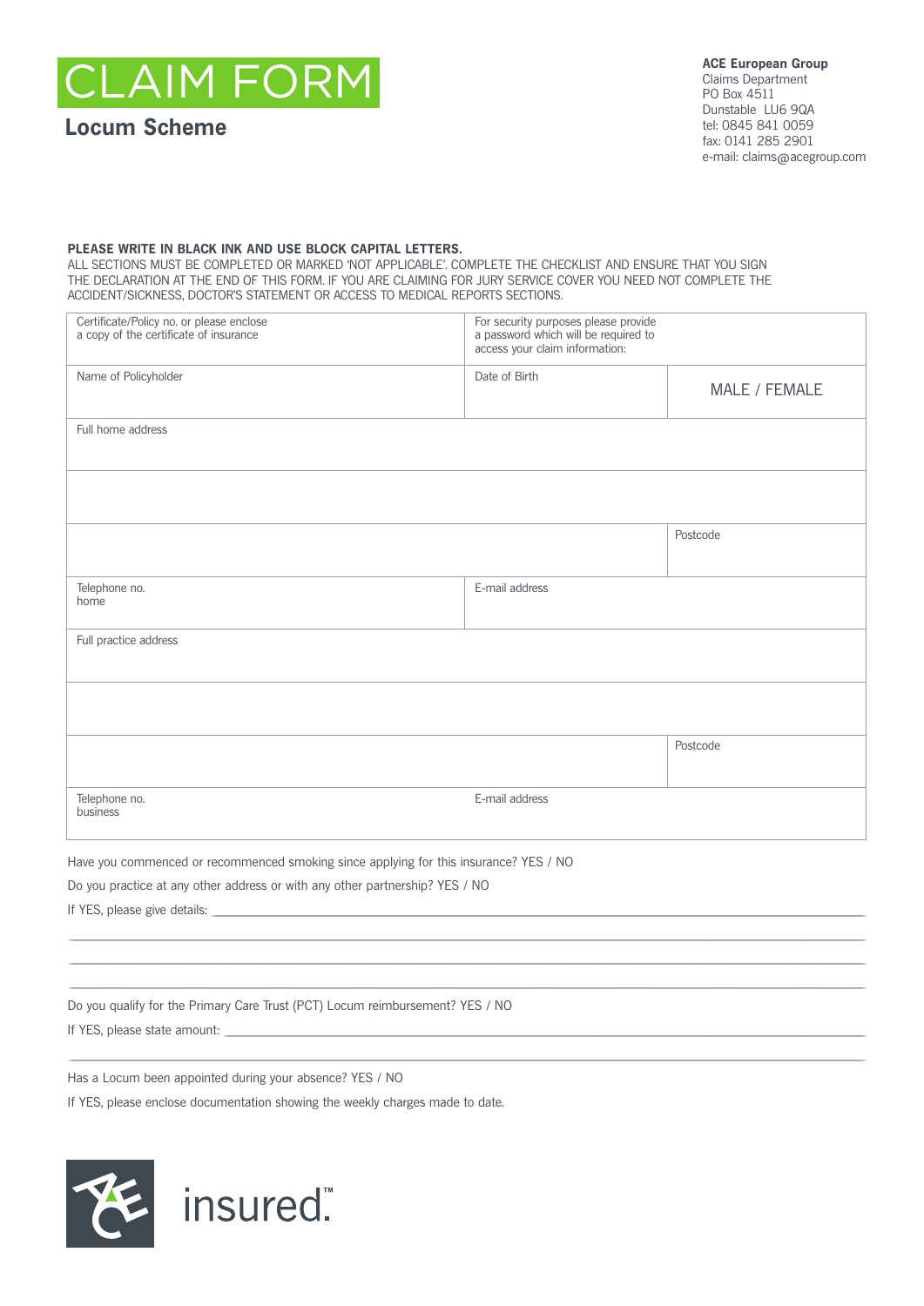# CLAIM FORM

## Locum Scheme

**ACE European Group**
Claims Department
PO Box 4511
Dunstable LU6 9QA
tel: 0845 841 0059
fax: 0141 285 2901
e-mail: claims@acegroup.com

**PLEASE WRITE IN BLACK INK AND USE BLOCK CAPITAL LETTERS.**
ALL SECTIONS MUST BE COMPLETED OR MARKED 'NOT APPLICABLE'. COMPLETE THE CHECKLIST AND ENSURE THAT YOU SIGN THE DECLARATION AT THE END OF THIS FORM. IF YOU ARE CLAIMING FOR JURY SERVICE COVER YOU NEED NOT COMPLETE THE ACCIDENT/SICKNESS, DOCTOR'S STATEMENT OR ACCESS TO MEDICAL REPORTS SECTIONS.

| | | |
|---|---|---|
| Certificate/Policy no. or please enclose a copy of the certificate of insurance | For security purposes please provide a password which will be required to access your claim information: | |
| Name of Policyholder | Date of Birth | MALE / FEMALE |
| Full home address | | |
| | | |
| | | Postcode |
| Telephone no. home | E-mail address | |
| Full practice address | | |
| | | |
| | | Postcode |
| Telephone no. business | E-mail address | |

Have you commenced or recommenced smoking since applying for this insurance? YES / NO

Do you practice at any other address or with any other partnership? YES / NO

If YES, please give details: ___

Do you qualify for the Primary Care Trust (PCT) Locum reimbursement? YES / NO

If YES, please state amount: ___

Has a Locum been appointed during your absence? YES / NO

If YES, please enclose documentation showing the weekly charges made to date.

insured.™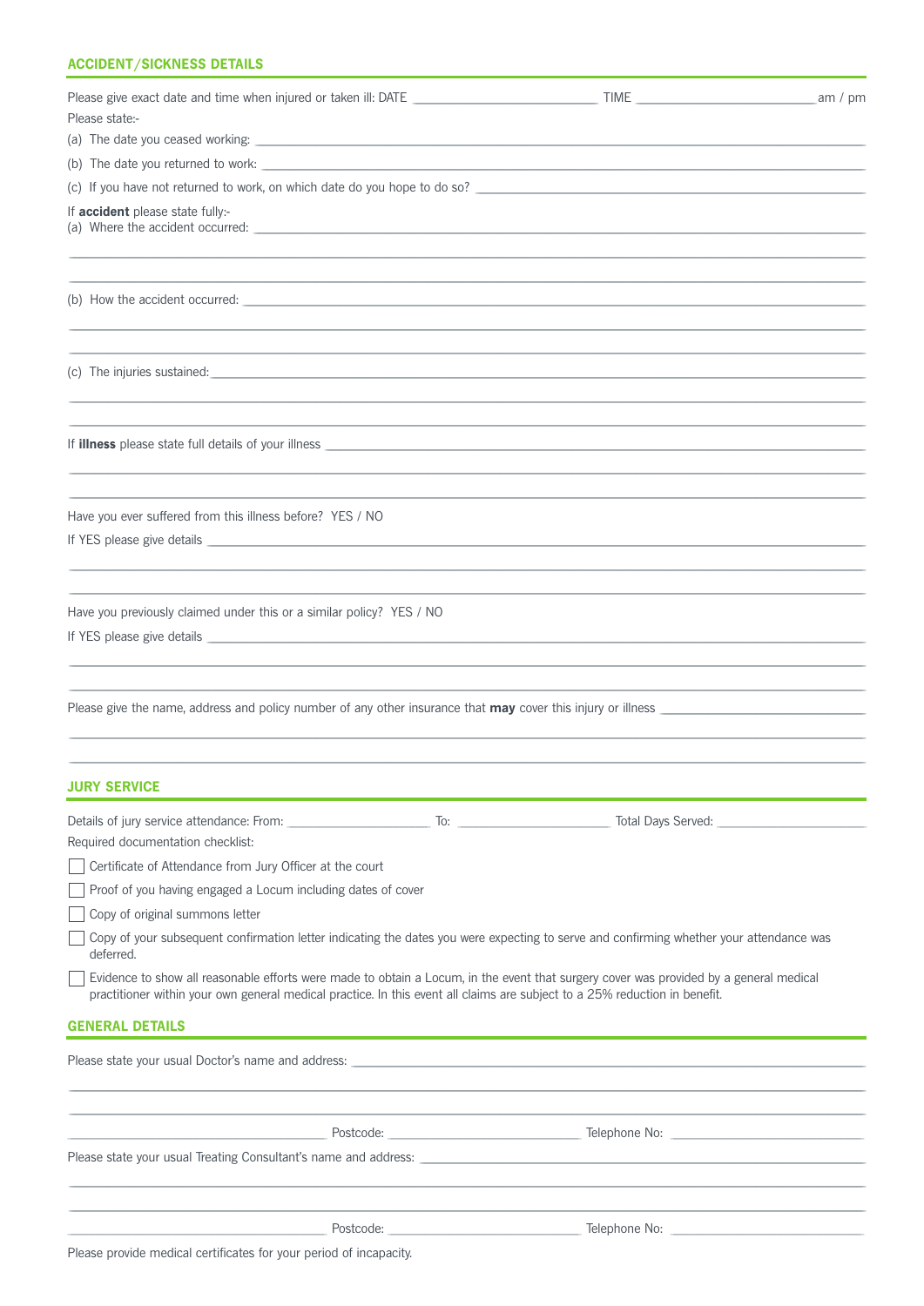## ACCIDENT/SICKNESS DETAILS

Please give exact date and time when injured or taken ill: DATE ____________________ TIME ____________________ am / pm

Please state:-

(a) The date you ceased working: ____________________

(b) The date you returned to work: ____________________

(c) If you have not returned to work, on which date do you hope to do so? ____________________

If **accident** please state fully:-

(a) Where the accident occurred: ____________________

(b) How the accident occurred: ____________________

(c) The injuries sustained: ____________________

If **illness** please state full details of your illness ____________________

Have you ever suffered from this illness before? YES / NO

If YES please give details ____________________

Have you previously claimed under this or a similar policy? YES / NO

If YES please give details ____________________

Please give the name, address and policy number of any other insurance that **may** cover this injury or illness ____________________

## JURY SERVICE

Details of jury service attendance: From: ____________ To: ____________ Total Days Served: ____________

Required documentation checklist:

- ☐ Certificate of Attendance from Jury Officer at the court
- ☐ Proof of you having engaged a Locum including dates of cover
- ☐ Copy of original summons letter
- ☐ Copy of your subsequent confirmation letter indicating the dates you were expecting to serve and confirming whether your attendance was deferred.
- ☐ Evidence to show all reasonable efforts were made to obtain a Locum, in the event that surgery cover was provided by a general medical practitioner within your own general medical practice. In this event all claims are subject to a 25% reduction in benefit.

## GENERAL DETAILS

Please state your usual Doctor's name and address: ____________________

____________________ Postcode: ____________ Telephone No: ____________

Please state your usual Treating Consultant's name and address: ____________________

____________________ Postcode: ____________ Telephone No: ____________

Please provide medical certificates for your period of incapacity.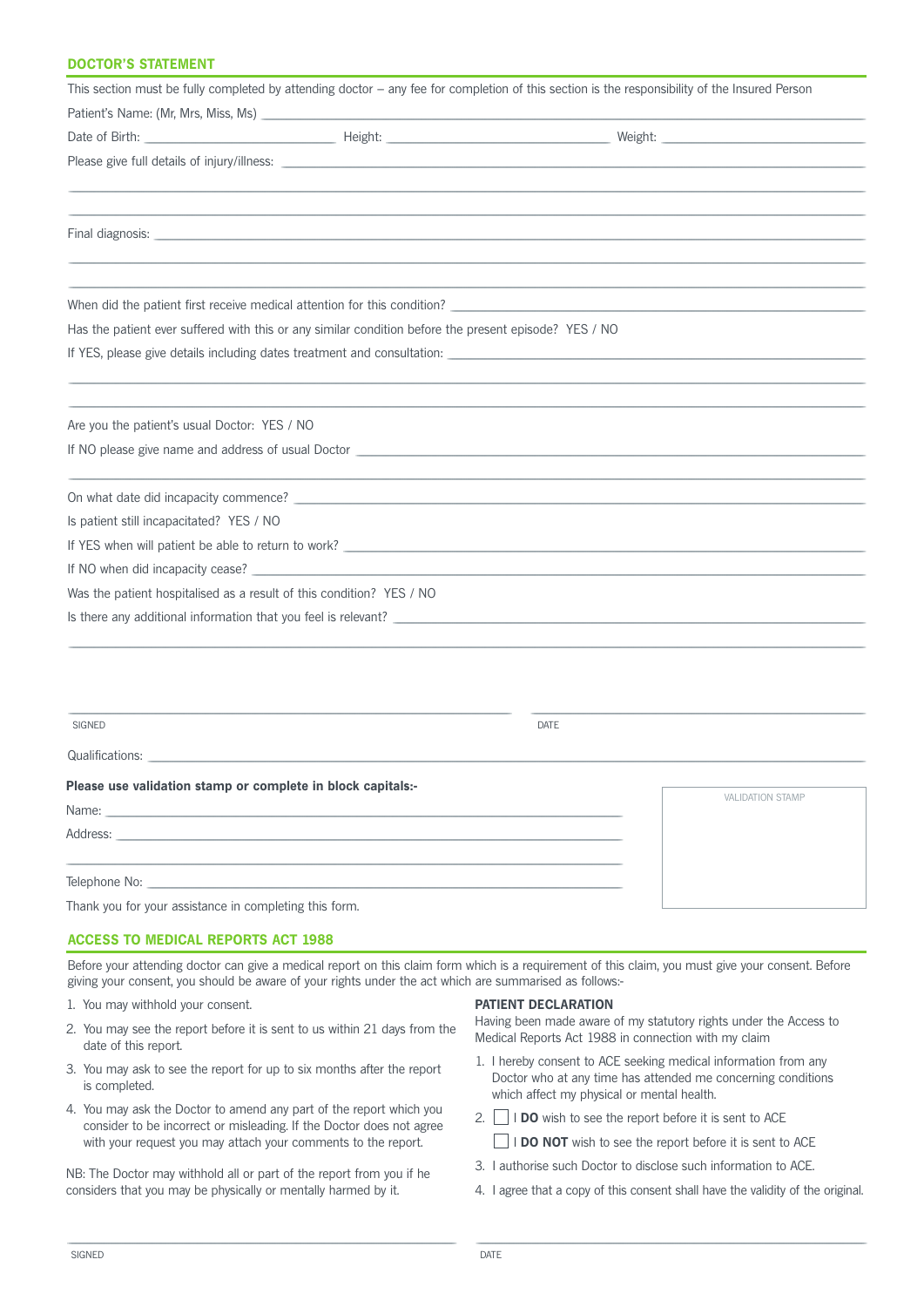## DOCTOR'S STATEMENT

This section must be fully completed by attending doctor – any fee for completion of this section is the responsibility of the Insured Person

Patient's Name: (Mr, Mrs, Miss, Ms) ___________________________________________

Date of Birth: ____________________ Height: ____________________ Weight: ____________________

Please give full details of injury/illness: ___________________________________________

___________________________________________

___________________________________________

Final diagnosis: ___________________________________________

___________________________________________

___________________________________________

When did the patient first receive medical attention for this condition? ____________________

Has the patient ever suffered with this or any similar condition before the present episode? YES / NO

If YES, please give details including dates treatment and consultation: ____________________

___________________________________________

___________________________________________

Are you the patient's usual Doctor: YES / NO

If NO please give name and address of usual Doctor ____________________

___________________________________________

On what date did incapacity commence? ____________________

Is patient still incapacitated? YES / NO

If YES when will patient be able to return to work? ____________________

If NO when did incapacity cease? ____________________

Was the patient hospitalised as a result of this condition? YES / NO

Is there any additional information that you feel is relevant? ____________________

___________________________________________

SIGNED ____________________ DATE ____________________

Qualifications: ____________________

**Please use validation stamp or complete in block capitals:-**

Name: ____________________

Address: ____________________

___________________________________________

Telephone No: ____________________

VALIDATION STAMP

Thank you for your assistance in completing this form.

## ACCESS TO MEDICAL REPORTS ACT 1988

Before your attending doctor can give a medical report on this claim form which is a requirement of this claim, you must give your consent. Before giving your consent, you should be aware of your rights under the act which are summarised as follows:-

1. You may withhold your consent.
2. You may see the report before it is sent to us within 21 days from the date of this report.
3. You may ask to see the report for up to six months after the report is completed.
4. You may ask the Doctor to amend any part of the report which you consider to be incorrect or misleading. If the Doctor does not agree with your request you may attach your comments to the report.

NB: The Doctor may withhold all or part of the report from you if he considers that you may be physically or mentally harmed by it.

### PATIENT DECLARATION

Having been made aware of my statutory rights under the Access to Medical Reports Act 1988 in connection with my claim

1. I hereby consent to ACE seeking medical information from any Doctor who at any time has attended me concerning conditions which affect my physical or mental health.
2. ☐ I **DO** wish to see the report before it is sent to ACE

   ☐ I **DO NOT** wish to see the report before it is sent to ACE
3. I authorise such Doctor to disclose such information to ACE.
4. I agree that a copy of this consent shall have the validity of the original.

SIGNED ____________________ DATE ____________________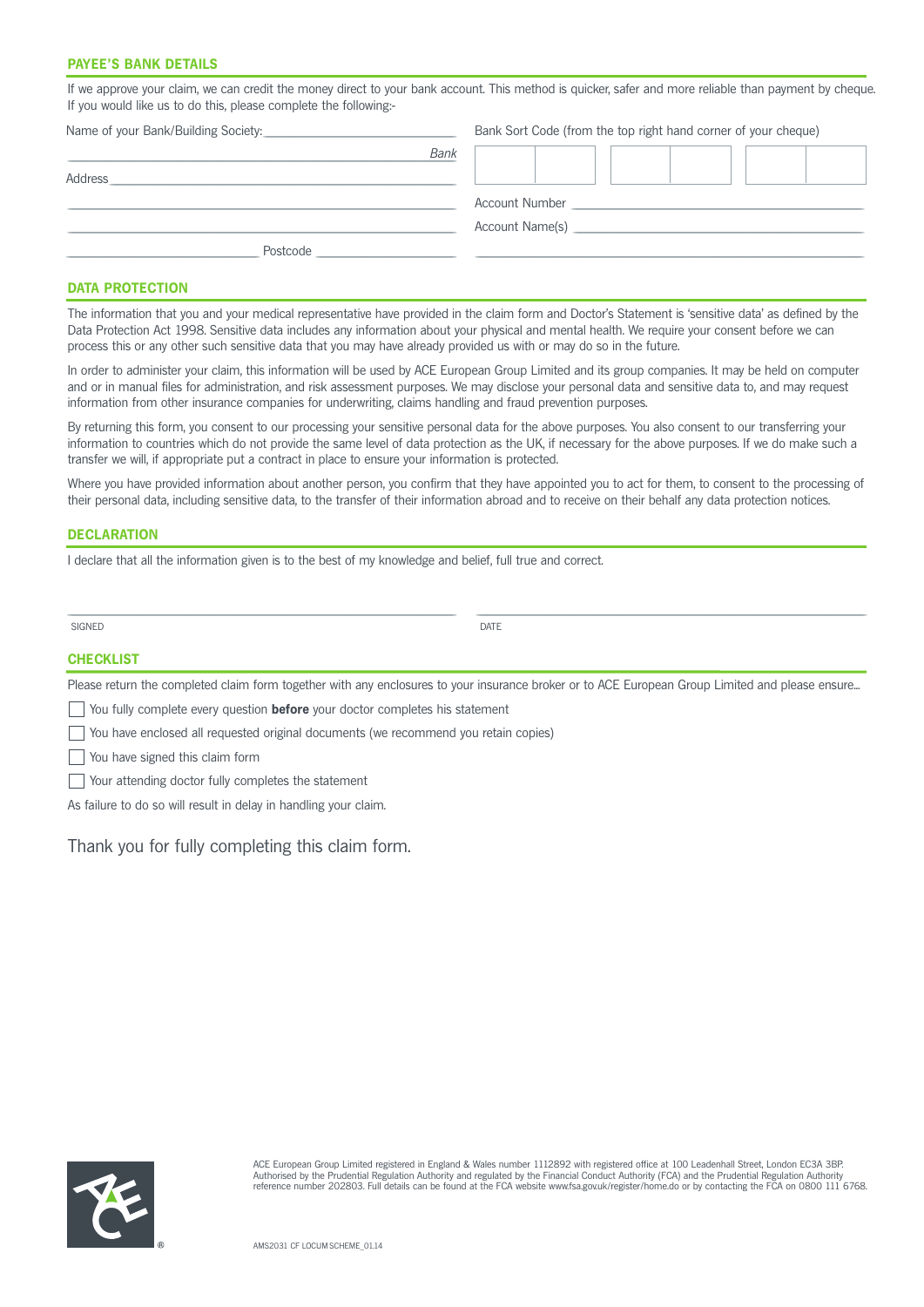## PAYEE'S BANK DETAILS

If we approve your claim, we can credit the money direct to your bank account. This method is quicker, safer and more reliable than payment by cheque. If you would like us to do this, please complete the following:-

Name of your Bank/Building Society: ____________________

____________________ *Bank*

Address ____________________

____________________

____________________

____________________ Postcode ____________________

Bank Sort Code (from the top right hand corner of your cheque)

| | | | | | |
|---|---|---|---|---|---|
| | | | | | |

Account Number ____________________

Account Name(s) ____________________

____________________

## DATA PROTECTION

The information that you and your medical representative have provided in the claim form and Doctor's Statement is 'sensitive data' as defined by the Data Protection Act 1998. Sensitive data includes any information about your physical and mental health. We require your consent before we can process this or any other such sensitive data that you may have already provided us with or may do so in the future.

In order to administer your claim, this information will be used by ACE European Group Limited and its group companies. It may be held on computer and or in manual files for administration, and risk assessment purposes. We may disclose your personal data and sensitive data to, and may request information from other insurance companies for underwriting, claims handling and fraud prevention purposes.

By returning this form, you consent to our processing your sensitive personal data for the above purposes. You also consent to our transferring your information to countries which do not provide the same level of data protection as the UK, if necessary for the above purposes. If we do make such a transfer we will, if appropriate put a contract in place to ensure your information is protected.

Where you have provided information about another person, you confirm that they have appointed you to act for them, to consent to the processing of their personal data, including sensitive data, to the transfer of their information abroad and to receive on their behalf any data protection notices.

## DECLARATION

I declare that all the information given is to the best of my knowledge and belief, full true and correct.

____________________ ____________________

SIGNED DATE

## CHECKLIST

Please return the completed claim form together with any enclosures to your insurance broker or to ACE European Group Limited and please ensure...

- ☐ You fully complete every question **before** your doctor completes his statement
- ☐ You have enclosed all requested original documents (we recommend you retain copies)
- ☐ You have signed this claim form
- ☐ Your attending doctor fully completes the statement

As failure to do so will result in delay in handling your claim.

Thank you for fully completing this claim form.

ACE European Group Limited registered in England & Wales number 1112892 with registered office at 100 Leadenhall Street, London EC3A 3BP. Authorised by the Prudential Regulation Authority and regulated by the Financial Conduct Authority (FCA) and the Prudential Regulation Authority reference number 202803. Full details can be found at the FCA website www.fsa.gov.uk/register/home.do or by contacting the FCA on 0800 111 6768.

AMS2031 CF LOCUM SCHEME_01.14